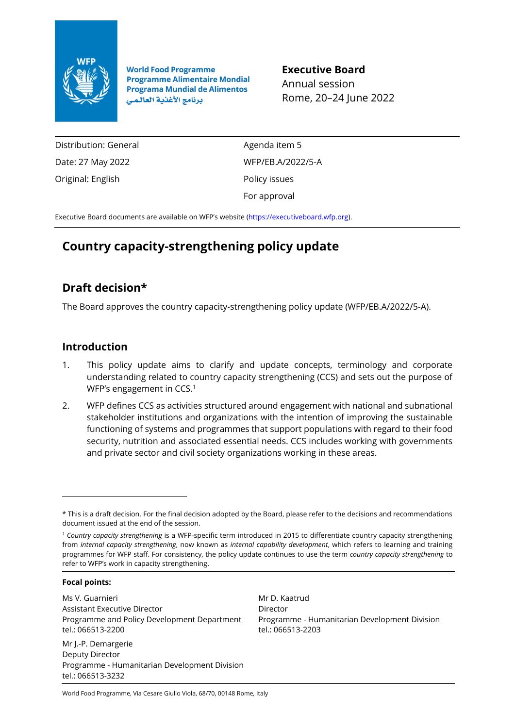World Food Programme
Programme Alimentaire Mondial
Programa Mundial de Alimentos
برنامج الأغذية العالمي

**Executive Board**
Annual session
Rome, 20–24 June 2022

| | |
|---|---|
| Distribution: General | Agenda item 5 |
| Date: 27 May 2022 | WFP/EB.A/2022/5-A |
| Original: English | Policy issues |
| | For approval |

Executive Board documents are available on WFP's website (https://executiveboard.wfp.org).

# Country capacity-strengthening policy update

## Draft decision*

The Board approves the country capacity-strengthening policy update (WFP/EB.A/2022/5-A).

## Introduction

1. This policy update aims to clarify and update concepts, terminology and corporate understanding related to country capacity strengthening (CCS) and sets out the purpose of WFP's engagement in CCS.[1]

2. WFP defines CCS as activities structured around engagement with national and subnational stakeholder institutions and organizations with the intention of improving the sustainable functioning of systems and programmes that support populations with regard to their food security, nutrition and associated essential needs. CCS includes working with governments and private sector and civil society organizations working in these areas.

---

\* This is a draft decision. For the final decision adopted by the Board, please refer to the decisions and recommendations document issued at the end of the session.

[1] *Country capacity strengthening* is a WFP-specific term introduced in 2015 to differentiate country capacity strengthening from *internal capacity strengthening*, now known as *internal capability development*, which refers to learning and training programmes for WFP staff. For consistency, the policy update continues to use the term *country capacity strengthening* to refer to WFP's work in capacity strengthening.

**Focal points:**

Ms V. Guarnieri
Assistant Executive Director
Programme and Policy Development Department
tel.: 066513-2200

Mr D. Kaatrud
Director
Programme - Humanitarian Development Division
tel.: 066513-2203

Mr J.-P. Demargerie
Deputy Director
Programme - Humanitarian Development Division
tel.: 066513-3232

World Food Programme, Via Cesare Giulio Viola, 68/70, 00148 Rome, Italy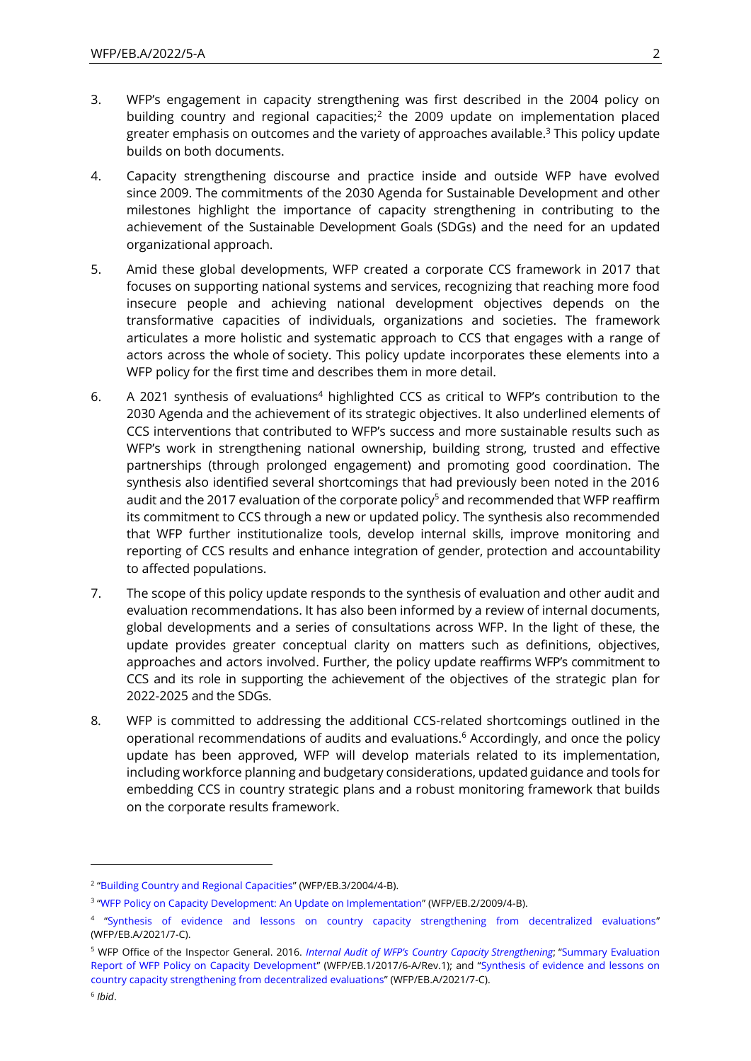3. WFP's engagement in capacity strengthening was first described in the 2004 policy on building country and regional capacities;[2] the 2009 update on implementation placed greater emphasis on outcomes and the variety of approaches available.[3] This policy update builds on both documents.

4. Capacity strengthening discourse and practice inside and outside WFP have evolved since 2009. The commitments of the 2030 Agenda for Sustainable Development and other milestones highlight the importance of capacity strengthening in contributing to the achievement of the Sustainable Development Goals (SDGs) and the need for an updated organizational approach.

5. Amid these global developments, WFP created a corporate CCS framework in 2017 that focuses on supporting national systems and services, recognizing that reaching more food insecure people and achieving national development objectives depends on the transformative capacities of individuals, organizations and societies. The framework articulates a more holistic and systematic approach to CCS that engages with a range of actors across the whole of society. This policy update incorporates these elements into a WFP policy for the first time and describes them in more detail.

6. A 2021 synthesis of evaluations[4] highlighted CCS as critical to WFP's contribution to the 2030 Agenda and the achievement of its strategic objectives. It also underlined elements of CCS interventions that contributed to WFP's success and more sustainable results such as WFP's work in strengthening national ownership, building strong, trusted and effective partnerships (through prolonged engagement) and promoting good coordination. The synthesis also identified several shortcomings that had previously been noted in the 2016 audit and the 2017 evaluation of the corporate policy[5] and recommended that WFP reaffirm its commitment to CCS through a new or updated policy. The synthesis also recommended that WFP further institutionalize tools, develop internal skills, improve monitoring and reporting of CCS results and enhance integration of gender, protection and accountability to affected populations.

7. The scope of this policy update responds to the synthesis of evaluation and other audit and evaluation recommendations. It has also been informed by a review of internal documents, global developments and a series of consultations across WFP. In the light of these, the update provides greater conceptual clarity on matters such as definitions, objectives, approaches and actors involved. Further, the policy update reaffirms WFP's commitment to CCS and its role in supporting the achievement of the objectives of the strategic plan for 2022-2025 and the SDGs.

8. WFP is committed to addressing the additional CCS-related shortcomings outlined in the operational recommendations of audits and evaluations.[6] Accordingly, and once the policy update has been approved, WFP will develop materials related to its implementation, including workforce planning and budgetary considerations, updated guidance and tools for embedding CCS in country strategic plans and a robust monitoring framework that builds on the corporate results framework.

---

[2] "Building Country and Regional Capacities" (WFP/EB.3/2004/4-B).

[3] "WFP Policy on Capacity Development: An Update on Implementation" (WFP/EB.2/2009/4-B).

[4] "Synthesis of evidence and lessons on country capacity strengthening from decentralized evaluations" (WFP/EB.A/2021/7-C).

[5] WFP Office of the Inspector General. 2016. *Internal Audit of WFP's Country Capacity Strengthening*; "Summary Evaluation Report of WFP Policy on Capacity Development" (WFP/EB.1/2017/6-A/Rev.1); and "Synthesis of evidence and lessons on country capacity strengthening from decentralized evaluations" (WFP/EB.A/2021/7-C).

[6] *Ibid*.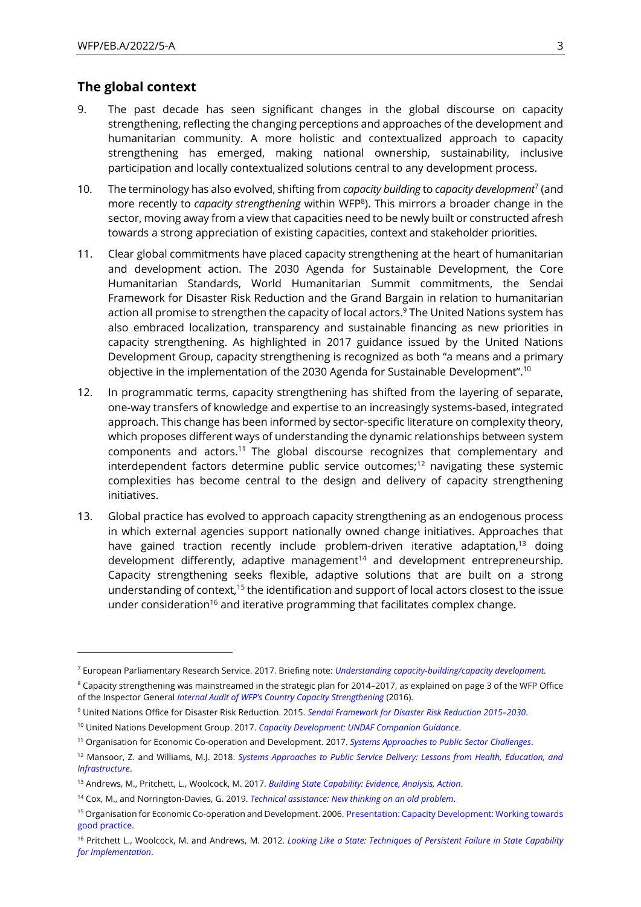## The global context

9. The past decade has seen significant changes in the global discourse on capacity strengthening, reflecting the changing perceptions and approaches of the development and humanitarian community. A more holistic and contextualized approach to capacity strengthening has emerged, making national ownership, sustainability, inclusive participation and locally contextualized solutions central to any development process.

10. The terminology has also evolved, shifting from *capacity building* to *capacity development*[7] (and more recently to *capacity strengthening* within WFP[8]). This mirrors a broader change in the sector, moving away from a view that capacities need to be newly built or constructed afresh towards a strong appreciation of existing capacities, context and stakeholder priorities.

11. Clear global commitments have placed capacity strengthening at the heart of humanitarian and development action. The 2030 Agenda for Sustainable Development, the Core Humanitarian Standards, World Humanitarian Summit commitments, the Sendai Framework for Disaster Risk Reduction and the Grand Bargain in relation to humanitarian action all promise to strengthen the capacity of local actors.[9] The United Nations system has also embraced localization, transparency and sustainable financing as new priorities in capacity strengthening. As highlighted in 2017 guidance issued by the United Nations Development Group, capacity strengthening is recognized as both "a means and a primary objective in the implementation of the 2030 Agenda for Sustainable Development".[10]

12. In programmatic terms, capacity strengthening has shifted from the layering of separate, one-way transfers of knowledge and expertise to an increasingly systems-based, integrated approach. This change has been informed by sector-specific literature on complexity theory, which proposes different ways of understanding the dynamic relationships between system components and actors.[11] The global discourse recognizes that complementary and interdependent factors determine public service outcomes;[12] navigating these systemic complexities has become central to the design and delivery of capacity strengthening initiatives.

13. Global practice has evolved to approach capacity strengthening as an endogenous process in which external agencies support nationally owned change initiatives. Approaches that have gained traction recently include problem-driven iterative adaptation,[13] doing development differently, adaptive management[14] and development entrepreneurship. Capacity strengthening seeks flexible, adaptive solutions that are built on a strong understanding of context,[15] the identification and support of local actors closest to the issue under consideration[16] and iterative programming that facilitates complex change.

---

[7] European Parliamentary Research Service. 2017. Briefing note: *Understanding capacity-building/capacity development*.

[8] Capacity strengthening was mainstreamed in the strategic plan for 2014–2017, as explained on page 3 of the WFP Office of the Inspector General *Internal Audit of WFP's Country Capacity Strengthening* (2016).

[9] United Nations Office for Disaster Risk Reduction. 2015. *Sendai Framework for Disaster Risk Reduction 2015–2030*.

[10] United Nations Development Group. 2017. *Capacity Development: UNDAF Companion Guidance*.

[11] Organisation for Economic Co-operation and Development. 2017. *Systems Approaches to Public Sector Challenges*.

[12] Mansoor, Z. and Williams, M.J. 2018. *Systems Approaches to Public Service Delivery: Lessons from Health, Education, and Infrastructure*.

[13] Andrews, M., Pritchett, L., Woolcock, M. 2017. *Building State Capability: Evidence, Analysis, Action*.

[14] Cox, M., and Norrington-Davies, G. 2019. *Technical assistance: New thinking on an old problem*.

[15] Organisation for Economic Co-operation and Development. 2006. Presentation: Capacity Development: Working towards good practice.

[16] Pritchett L., Woolcock, M. and Andrews, M. 2012. *Looking Like a State: Techniques of Persistent Failure in State Capability for Implementation*.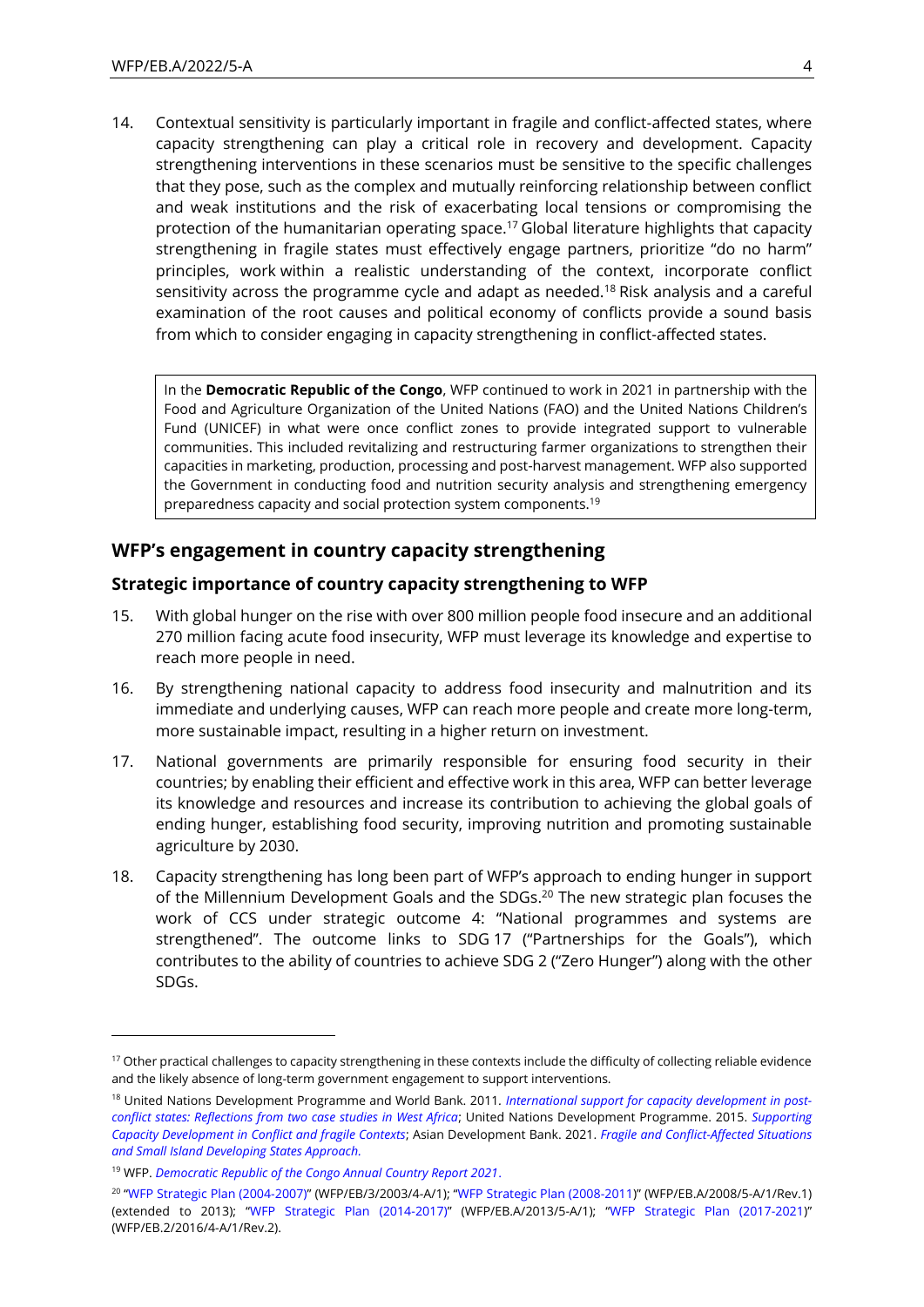14. Contextual sensitivity is particularly important in fragile and conflict-affected states, where capacity strengthening can play a critical role in recovery and development. Capacity strengthening interventions in these scenarios must be sensitive to the specific challenges that they pose, such as the complex and mutually reinforcing relationship between conflict and weak institutions and the risk of exacerbating local tensions or compromising the protection of the humanitarian operating space.[17] Global literature highlights that capacity strengthening in fragile states must effectively engage partners, prioritize "do no harm" principles, work within a realistic understanding of the context, incorporate conflict sensitivity across the programme cycle and adapt as needed.[18] Risk analysis and a careful examination of the root causes and political economy of conflicts provide a sound basis from which to consider engaging in capacity strengthening in conflict-affected states.

> In the **Democratic Republic of the Congo**, WFP continued to work in 2021 in partnership with the Food and Agriculture Organization of the United Nations (FAO) and the United Nations Children's Fund (UNICEF) in what were once conflict zones to provide integrated support to vulnerable communities. This included revitalizing and restructuring farmer organizations to strengthen their capacities in marketing, production, processing and post-harvest management. WFP also supported the Government in conducting food and nutrition security analysis and strengthening emergency preparedness capacity and social protection system components.[19]

## WFP's engagement in country capacity strengthening

### Strategic importance of country capacity strengthening to WFP

15. With global hunger on the rise with over 800 million people food insecure and an additional 270 million facing acute food insecurity, WFP must leverage its knowledge and expertise to reach more people in need.

16. By strengthening national capacity to address food insecurity and malnutrition and its immediate and underlying causes, WFP can reach more people and create more long-term, more sustainable impact, resulting in a higher return on investment.

17. National governments are primarily responsible for ensuring food security in their countries; by enabling their efficient and effective work in this area, WFP can better leverage its knowledge and resources and increase its contribution to achieving the global goals of ending hunger, establishing food security, improving nutrition and promoting sustainable agriculture by 2030.

18. Capacity strengthening has long been part of WFP's approach to ending hunger in support of the Millennium Development Goals and the SDGs.[20] The new strategic plan focuses the work of CCS under strategic outcome 4: "National programmes and systems are strengthened". The outcome links to SDG 17 ("Partnerships for the Goals"), which contributes to the ability of countries to achieve SDG 2 ("Zero Hunger") along with the other SDGs.

---

[17] Other practical challenges to capacity strengthening in these contexts include the difficulty of collecting reliable evidence and the likely absence of long-term government engagement to support interventions.

[18] United Nations Development Programme and World Bank. 2011. *International support for capacity development in post-conflict states: Reflections from two case studies in West Africa*; United Nations Development Programme. 2015. *Supporting Capacity Development in Conflict and fragile Contexts*; Asian Development Bank. 2021. *Fragile and Conflict-Affected Situations and Small Island Developing States Approach*.

[19] WFP. *Democratic Republic of the Congo Annual Country Report 2021*.

[20] "WFP Strategic Plan (2004-2007)" (WFP/EB/3/2003/4-A/1); "WFP Strategic Plan (2008-2011)" (WFP/EB.A/2008/5-A/1/Rev.1) (extended to 2013); "WFP Strategic Plan (2014-2017)" (WFP/EB.A/2013/5-A/1); "WFP Strategic Plan (2017-2021)" (WFP/EB.2/2016/4-A/1/Rev.2).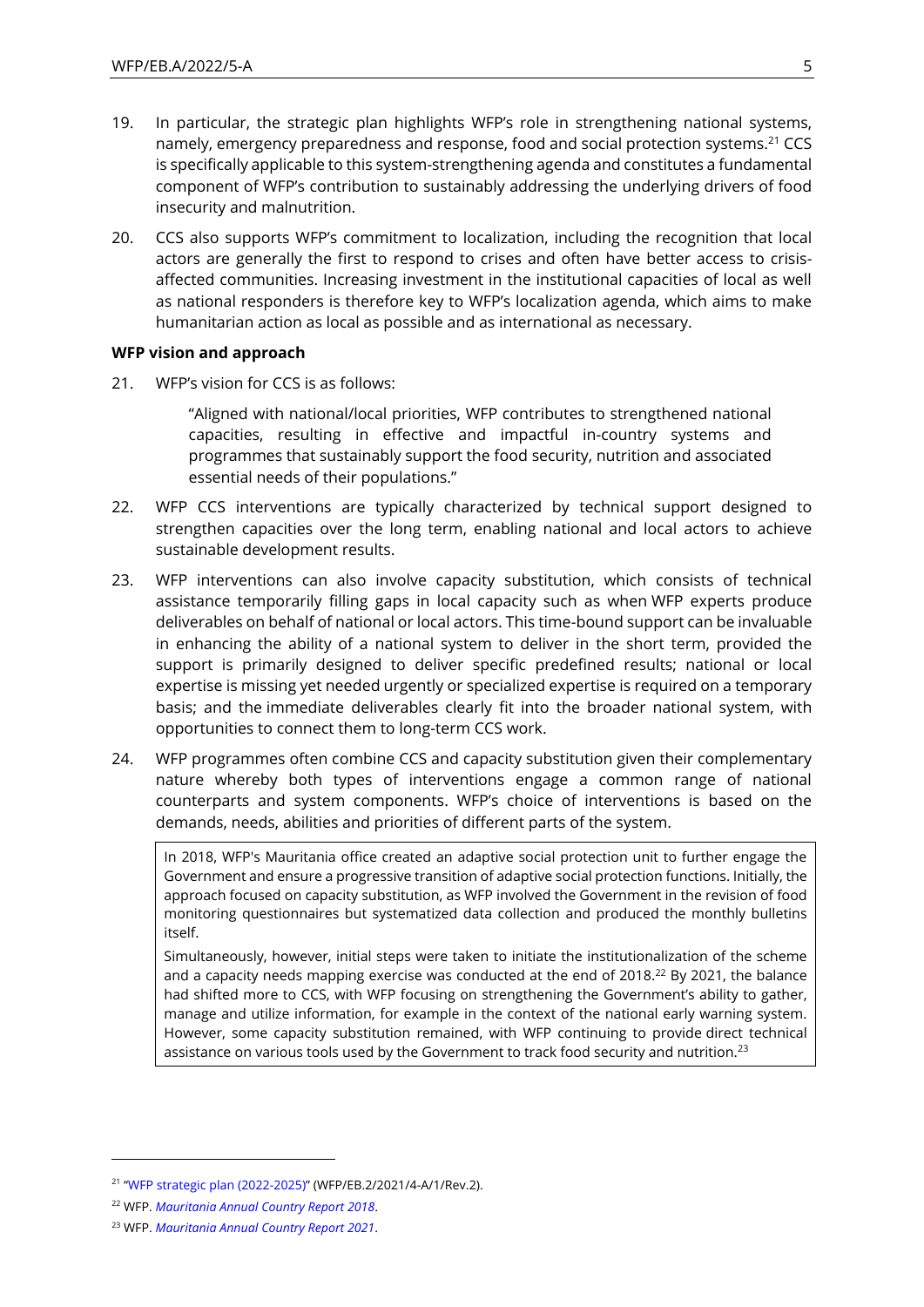19. In particular, the strategic plan highlights WFP's role in strengthening national systems, namely, emergency preparedness and response, food and social protection systems.[21] CCS is specifically applicable to this system-strengthening agenda and constitutes a fundamental component of WFP's contribution to sustainably addressing the underlying drivers of food insecurity and malnutrition.

20. CCS also supports WFP's commitment to localization, including the recognition that local actors are generally the first to respond to crises and often have better access to crisis-affected communities. Increasing investment in the institutional capacities of local as well as national responders is therefore key to WFP's localization agenda, which aims to make humanitarian action as local as possible and as international as necessary.

**WFP vision and approach**

21. WFP's vision for CCS is as follows:

> "Aligned with national/local priorities, WFP contributes to strengthened national capacities, resulting in effective and impactful in-country systems and programmes that sustainably support the food security, nutrition and associated essential needs of their populations."

22. WFP CCS interventions are typically characterized by technical support designed to strengthen capacities over the long term, enabling national and local actors to achieve sustainable development results.

23. WFP interventions can also involve capacity substitution, which consists of technical assistance temporarily filling gaps in local capacity such as when WFP experts produce deliverables on behalf of national or local actors. This time-bound support can be invaluable in enhancing the ability of a national system to deliver in the short term, provided the support is primarily designed to deliver specific predefined results; national or local expertise is missing yet needed urgently or specialized expertise is required on a temporary basis; and the immediate deliverables clearly fit into the broader national system, with opportunities to connect them to long-term CCS work.

24. WFP programmes often combine CCS and capacity substitution given their complementary nature whereby both types of interventions engage a common range of national counterparts and system components. WFP's choice of interventions is based on the demands, needs, abilities and priorities of different parts of the system.

> In 2018, WFP's Mauritania office created an adaptive social protection unit to further engage the Government and ensure a progressive transition of adaptive social protection functions. Initially, the approach focused on capacity substitution, as WFP involved the Government in the revision of food monitoring questionnaires but systematized data collection and produced the monthly bulletins itself.
>
> Simultaneously, however, initial steps were taken to initiate the institutionalization of the scheme and a capacity needs mapping exercise was conducted at the end of 2018.[22] By 2021, the balance had shifted more to CCS, with WFP focusing on strengthening the Government's ability to gather, manage and utilize information, for example in the context of the national early warning system. However, some capacity substitution remained, with WFP continuing to provide direct technical assistance on various tools used by the Government to track food security and nutrition.[23]

---

[21] "WFP strategic plan (2022-2025)" (WFP/EB.2/2021/4-A/1/Rev.2).

[22] WFP. *Mauritania Annual Country Report 2018*.

[23] WFP. *Mauritania Annual Country Report 2021*.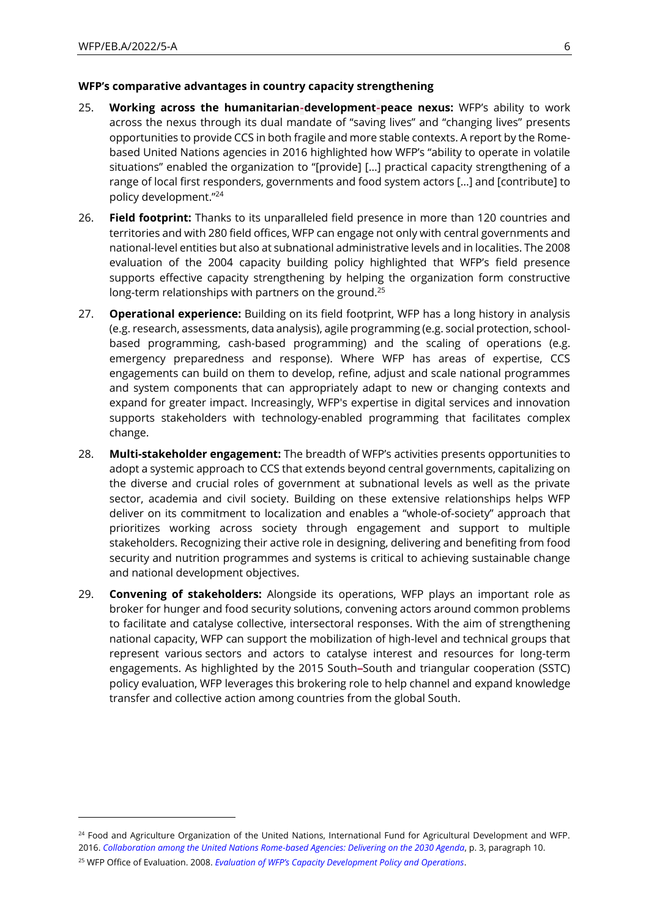**WFP's comparative advantages in country capacity strengthening**

25. **Working across the humanitarian-development-peace nexus:** WFP's ability to work across the nexus through its dual mandate of "saving lives" and "changing lives" presents opportunities to provide CCS in both fragile and more stable contexts. A report by the Rome-based United Nations agencies in 2016 highlighted how WFP's "ability to operate in volatile situations" enabled the organization to "[provide] [...] practical capacity strengthening of a range of local first responders, governments and food system actors [...] and [contribute] to policy development."[24]

26. **Field footprint:** Thanks to its unparalleled field presence in more than 120 countries and territories and with 280 field offices, WFP can engage not only with central governments and national-level entities but also at subnational administrative levels and in localities. The 2008 evaluation of the 2004 capacity building policy highlighted that WFP's field presence supports effective capacity strengthening by helping the organization form constructive long-term relationships with partners on the ground.[25]

27. **Operational experience:** Building on its field footprint, WFP has a long history in analysis (e.g. research, assessments, data analysis), agile programming (e.g. social protection, school-based programming, cash-based programming) and the scaling of operations (e.g. emergency preparedness and response). Where WFP has areas of expertise, CCS engagements can build on them to develop, refine, adjust and scale national programmes and system components that can appropriately adapt to new or changing contexts and expand for greater impact. Increasingly, WFP's expertise in digital services and innovation supports stakeholders with technology-enabled programming that facilitates complex change.

28. **Multi-stakeholder engagement:** The breadth of WFP's activities presents opportunities to adopt a systemic approach to CCS that extends beyond central governments, capitalizing on the diverse and crucial roles of government at subnational levels as well as the private sector, academia and civil society. Building on these extensive relationships helps WFP deliver on its commitment to localization and enables a "whole-of-society" approach that prioritizes working across society through engagement and support to multiple stakeholders. Recognizing their active role in designing, delivering and benefiting from food security and nutrition programmes and systems is critical to achieving sustainable change and national development objectives.

29. **Convening of stakeholders:** Alongside its operations, WFP plays an important role as broker for hunger and food security solutions, convening actors around common problems to facilitate and catalyse collective, intersectoral responses. With the aim of strengthening national capacity, WFP can support the mobilization of high-level and technical groups that represent various sectors and actors to catalyse interest and resources for long-term engagements. As highlighted by the 2015 South–South and triangular cooperation (SSTC) policy evaluation, WFP leverages this brokering role to help channel and expand knowledge transfer and collective action among countries from the global South.

---

[24] Food and Agriculture Organization of the United Nations, International Fund for Agricultural Development and WFP. 2016. *Collaboration among the United Nations Rome-based Agencies: Delivering on the 2030 Agenda*, p. 3, paragraph 10.

[25] WFP Office of Evaluation. 2008. *Evaluation of WFP's Capacity Development Policy and Operations*.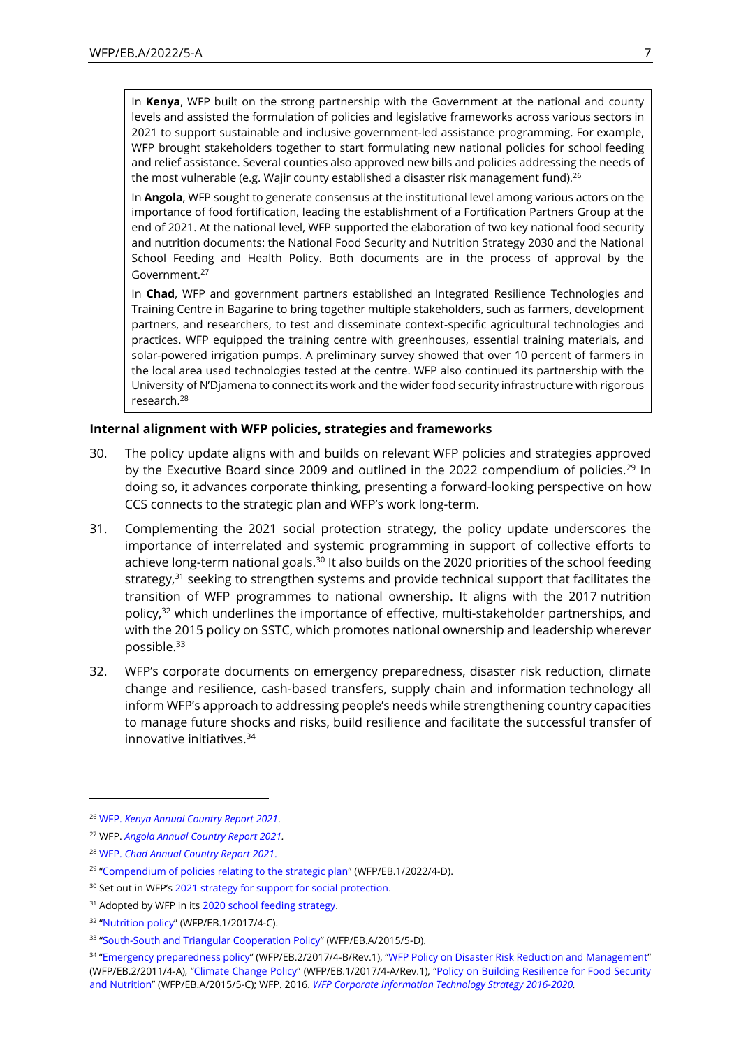> In **Kenya**, WFP built on the strong partnership with the Government at the national and county levels and assisted the formulation of policies and legislative frameworks across various sectors in 2021 to support sustainable and inclusive government-led assistance programming. For example, WFP brought stakeholders together to start formulating new national policies for school feeding and relief assistance. Several counties also approved new bills and policies addressing the needs of the most vulnerable (e.g. Wajir county established a disaster risk management fund).[26]
>
> In **Angola**, WFP sought to generate consensus at the institutional level among various actors on the importance of food fortification, leading the establishment of a Fortification Partners Group at the end of 2021. At the national level, WFP supported the elaboration of two key national food security and nutrition documents: the National Food Security and Nutrition Strategy 2030 and the National School Feeding and Health Policy. Both documents are in the process of approval by the Government.[27]
>
> In **Chad**, WFP and government partners established an Integrated Resilience Technologies and Training Centre in Bagarine to bring together multiple stakeholders, such as farmers, development partners, and researchers, to test and disseminate context-specific agricultural technologies and practices. WFP equipped the training centre with greenhouses, essential training materials, and solar-powered irrigation pumps. A preliminary survey showed that over 10 percent of farmers in the local area used technologies tested at the centre. WFP also continued its partnership with the University of N'Djamena to connect its work and the wider food security infrastructure with rigorous research.[28]

**Internal alignment with WFP policies, strategies and frameworks**

30. The policy update aligns with and builds on relevant WFP policies and strategies approved by the Executive Board since 2009 and outlined in the 2022 compendium of policies.[29] In doing so, it advances corporate thinking, presenting a forward-looking perspective on how CCS connects to the strategic plan and WFP's work long-term.

31. Complementing the 2021 social protection strategy, the policy update underscores the importance of interrelated and systemic programming in support of collective efforts to achieve long-term national goals.[30] It also builds on the 2020 priorities of the school feeding strategy,[31] seeking to strengthen systems and provide technical support that facilitates the transition of WFP programmes to national ownership. It aligns with the 2017 nutrition policy,[32] which underlines the importance of effective, multi-stakeholder partnerships, and with the 2015 policy on SSTC, which promotes national ownership and leadership wherever possible.[33]

32. WFP's corporate documents on emergency preparedness, disaster risk reduction, climate change and resilience, cash-based transfers, supply chain and information technology all inform WFP's approach to addressing people's needs while strengthening country capacities to manage future shocks and risks, build resilience and facilitate the successful transfer of innovative initiatives.[34]

---

[26] WFP. *Kenya Annual Country Report 2021*.

[27] WFP. *Angola Annual Country Report 2021.*

[28] WFP. *Chad Annual Country Report 2021*.

[29] "Compendium of policies relating to the strategic plan" (WFP/EB.1/2022/4-D).

[30] Set out in WFP's 2021 strategy for support for social protection.

[31] Adopted by WFP in its 2020 school feeding strategy.

[32] "Nutrition policy" (WFP/EB.1/2017/4-C).

[33] "South-South and Triangular Cooperation Policy" (WFP/EB.A/2015/5-D).

[34] "Emergency preparedness policy" (WFP/EB.2/2017/4-B/Rev.1), "WFP Policy on Disaster Risk Reduction and Management" (WFP/EB.2/2011/4-A), "Climate Change Policy" (WFP/EB.1/2017/4-A/Rev.1), "Policy on Building Resilience for Food Security and Nutrition" (WFP/EB.A/2015/5-C); WFP. 2016. *WFP Corporate Information Technology Strategy 2016-2020.*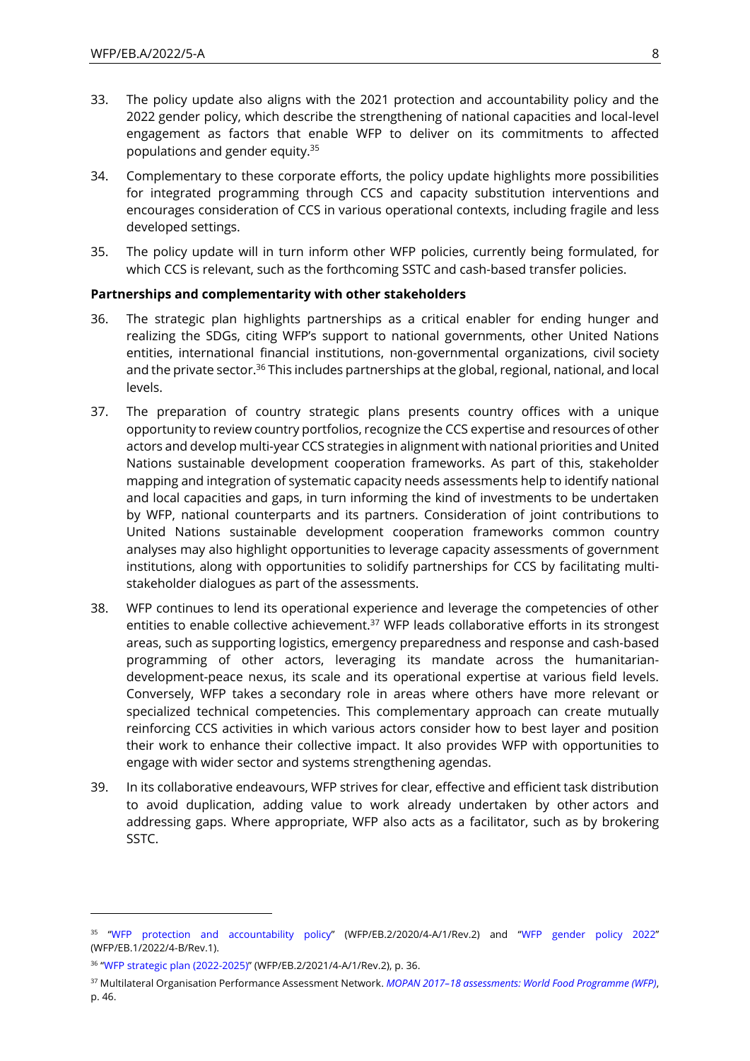33. The policy update also aligns with the 2021 protection and accountability policy and the 2022 gender policy, which describe the strengthening of national capacities and local-level engagement as factors that enable WFP to deliver on its commitments to affected populations and gender equity.[35]

34. Complementary to these corporate efforts, the policy update highlights more possibilities for integrated programming through CCS and capacity substitution interventions and encourages consideration of CCS in various operational contexts, including fragile and less developed settings.

35. The policy update will in turn inform other WFP policies, currently being formulated, for which CCS is relevant, such as the forthcoming SSTC and cash-based transfer policies.

**Partnerships and complementarity with other stakeholders**

36. The strategic plan highlights partnerships as a critical enabler for ending hunger and realizing the SDGs, citing WFP's support to national governments, other United Nations entities, international financial institutions, non-governmental organizations, civil society and the private sector.[36] This includes partnerships at the global, regional, national, and local levels.

37. The preparation of country strategic plans presents country offices with a unique opportunity to review country portfolios, recognize the CCS expertise and resources of other actors and develop multi-year CCS strategies in alignment with national priorities and United Nations sustainable development cooperation frameworks. As part of this, stakeholder mapping and integration of systematic capacity needs assessments help to identify national and local capacities and gaps, in turn informing the kind of investments to be undertaken by WFP, national counterparts and its partners. Consideration of joint contributions to United Nations sustainable development cooperation frameworks common country analyses may also highlight opportunities to leverage capacity assessments of government institutions, along with opportunities to solidify partnerships for CCS by facilitating multi-stakeholder dialogues as part of the assessments.

38. WFP continues to lend its operational experience and leverage the competencies of other entities to enable collective achievement.[37] WFP leads collaborative efforts in its strongest areas, such as supporting logistics, emergency preparedness and response and cash-based programming of other actors, leveraging its mandate across the humanitarian-development-peace nexus, its scale and its operational expertise at various field levels. Conversely, WFP takes a secondary role in areas where others have more relevant or specialized technical competencies. This complementary approach can create mutually reinforcing CCS activities in which various actors consider how to best layer and position their work to enhance their collective impact. It also provides WFP with opportunities to engage with wider sector and systems strengthening agendas.

39. In its collaborative endeavours, WFP strives for clear, effective and efficient task distribution to avoid duplication, adding value to work already undertaken by other actors and addressing gaps. Where appropriate, WFP also acts as a facilitator, such as by brokering SSTC.

---

[35] "WFP protection and accountability policy" (WFP/EB.2/2020/4-A/1/Rev.2) and "WFP gender policy 2022" (WFP/EB.1/2022/4-B/Rev.1).

[36] "WFP strategic plan (2022-2025)" (WFP/EB.2/2021/4-A/1/Rev.2), p. 36.

[37] Multilateral Organisation Performance Assessment Network. *MOPAN 2017–18 assessments: World Food Programme (WFP)*, p. 46.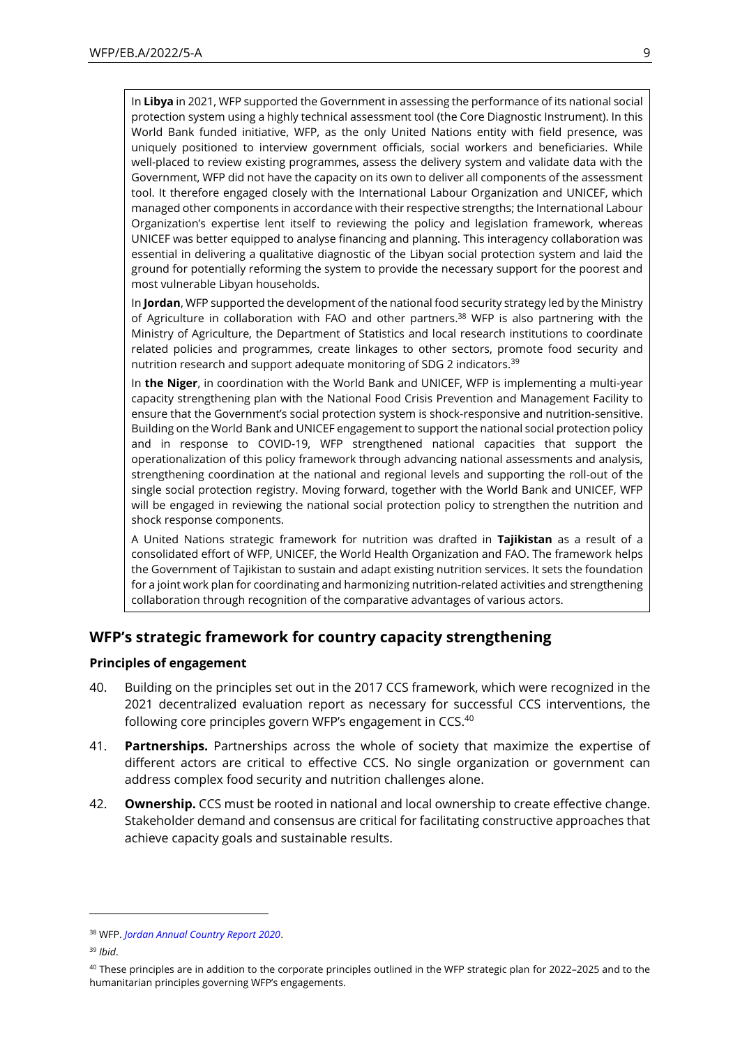In **Libya** in 2021, WFP supported the Government in assessing the performance of its national social protection system using a highly technical assessment tool (the Core Diagnostic Instrument). In this World Bank funded initiative, WFP, as the only United Nations entity with field presence, was uniquely positioned to interview government officials, social workers and beneficiaries. While well-placed to review existing programmes, assess the delivery system and validate data with the Government, WFP did not have the capacity on its own to deliver all components of the assessment tool. It therefore engaged closely with the International Labour Organization and UNICEF, which managed other components in accordance with their respective strengths; the International Labour Organization's expertise lent itself to reviewing the policy and legislation framework, whereas UNICEF was better equipped to analyse financing and planning. This interagency collaboration was essential in delivering a qualitative diagnostic of the Libyan social protection system and laid the ground for potentially reforming the system to provide the necessary support for the poorest and most vulnerable Libyan households.

In **Jordan**, WFP supported the development of the national food security strategy led by the Ministry of Agriculture in collaboration with FAO and other partners.[38] WFP is also partnering with the Ministry of Agriculture, the Department of Statistics and local research institutions to coordinate related policies and programmes, create linkages to other sectors, promote food security and nutrition research and support adequate monitoring of SDG 2 indicators.[39]

In **the Niger**, in coordination with the World Bank and UNICEF, WFP is implementing a multi-year capacity strengthening plan with the National Food Crisis Prevention and Management Facility to ensure that the Government's social protection system is shock-responsive and nutrition-sensitive. Building on the World Bank and UNICEF engagement to support the national social protection policy and in response to COVID-19, WFP strengthened national capacities that support the operationalization of this policy framework through advancing national assessments and analysis, strengthening coordination at the national and regional levels and supporting the roll-out of the single social protection registry. Moving forward, together with the World Bank and UNICEF, WFP will be engaged in reviewing the national social protection policy to strengthen the nutrition and shock response components.

A United Nations strategic framework for nutrition was drafted in **Tajikistan** as a result of a consolidated effort of WFP, UNICEF, the World Health Organization and FAO. The framework helps the Government of Tajikistan to sustain and adapt existing nutrition services. It sets the foundation for a joint work plan for coordinating and harmonizing nutrition-related activities and strengthening collaboration through recognition of the comparative advantages of various actors.

## WFP's strategic framework for country capacity strengthening

### Principles of engagement

40. Building on the principles set out in the 2017 CCS framework, which were recognized in the 2021 decentralized evaluation report as necessary for successful CCS interventions, the following core principles govern WFP's engagement in CCS.[40]

41. **Partnerships.** Partnerships across the whole of society that maximize the expertise of different actors are critical to effective CCS. No single organization or government can address complex food security and nutrition challenges alone.

42. **Ownership.** CCS must be rooted in national and local ownership to create effective change. Stakeholder demand and consensus are critical for facilitating constructive approaches that achieve capacity goals and sustainable results.

---

[38] WFP. *Jordan Annual Country Report 2020*.

[39] *Ibid*.

[40] These principles are in addition to the corporate principles outlined in the WFP strategic plan for 2022–2025 and to the humanitarian principles governing WFP's engagements.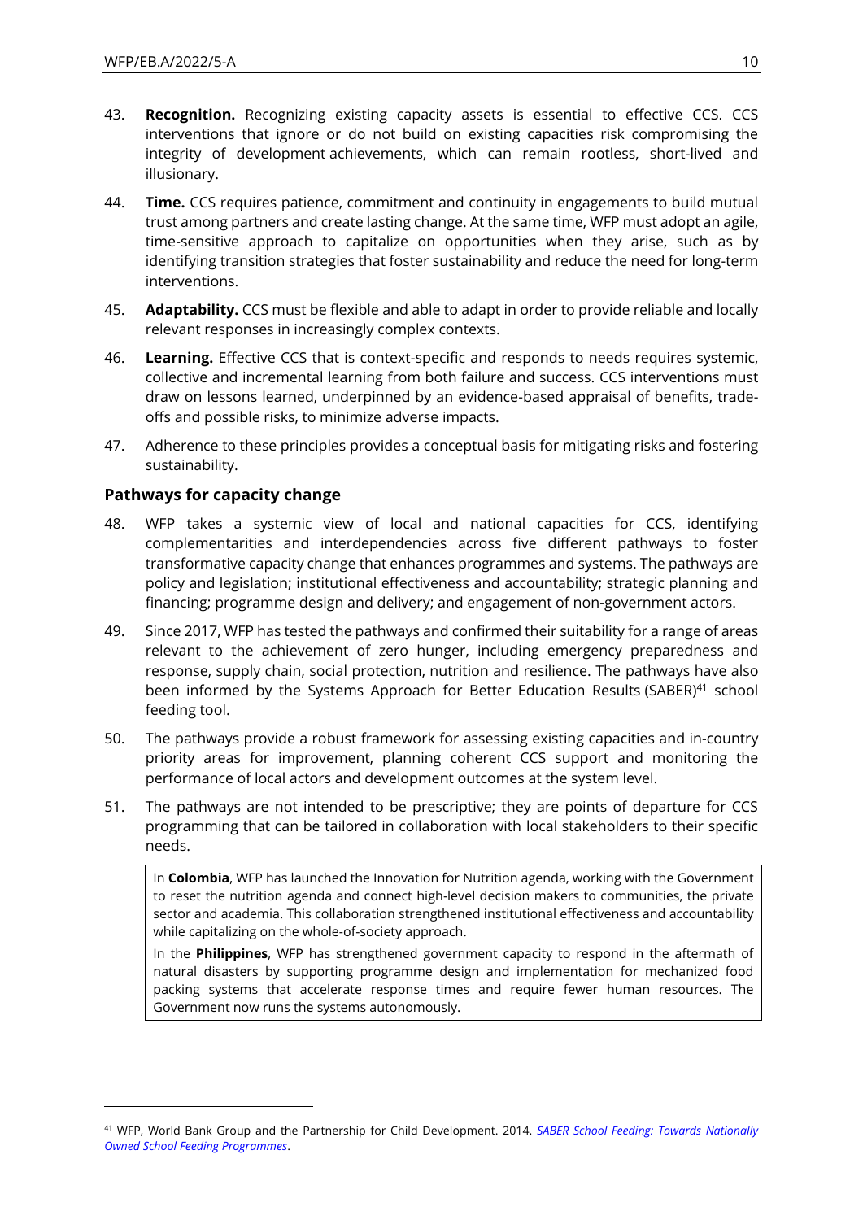43. **Recognition.** Recognizing existing capacity assets is essential to effective CCS. CCS interventions that ignore or do not build on existing capacities risk compromising the integrity of development achievements, which can remain rootless, short-lived and illusionary.

44. **Time.** CCS requires patience, commitment and continuity in engagements to build mutual trust among partners and create lasting change. At the same time, WFP must adopt an agile, time-sensitive approach to capitalize on opportunities when they arise, such as by identifying transition strategies that foster sustainability and reduce the need for long-term interventions.

45. **Adaptability.** CCS must be flexible and able to adapt in order to provide reliable and locally relevant responses in increasingly complex contexts.

46. **Learning.** Effective CCS that is context-specific and responds to needs requires systemic, collective and incremental learning from both failure and success. CCS interventions must draw on lessons learned, underpinned by an evidence-based appraisal of benefits, trade-offs and possible risks, to minimize adverse impacts.

47. Adherence to these principles provides a conceptual basis for mitigating risks and fostering sustainability.

### Pathways for capacity change

48. WFP takes a systemic view of local and national capacities for CCS, identifying complementarities and interdependencies across five different pathways to foster transformative capacity change that enhances programmes and systems. The pathways are policy and legislation; institutional effectiveness and accountability; strategic planning and financing; programme design and delivery; and engagement of non-government actors.

49. Since 2017, WFP has tested the pathways and confirmed their suitability for a range of areas relevant to the achievement of zero hunger, including emergency preparedness and response, supply chain, social protection, nutrition and resilience. The pathways have also been informed by the Systems Approach for Better Education Results (SABER)[41] school feeding tool.

50. The pathways provide a robust framework for assessing existing capacities and in-country priority areas for improvement, planning coherent CCS support and monitoring the performance of local actors and development outcomes at the system level.

51. The pathways are not intended to be prescriptive; they are points of departure for CCS programming that can be tailored in collaboration with local stakeholders to their specific needs.

> In **Colombia**, WFP has launched the Innovation for Nutrition agenda, working with the Government to reset the nutrition agenda and connect high-level decision makers to communities, the private sector and academia. This collaboration strengthened institutional effectiveness and accountability while capitalizing on the whole-of-society approach.
>
> In the **Philippines**, WFP has strengthened government capacity to respond in the aftermath of natural disasters by supporting programme design and implementation for mechanized food packing systems that accelerate response times and require fewer human resources. The Government now runs the systems autonomously.

---

[41] WFP, World Bank Group and the Partnership for Child Development. 2014. *SABER School Feeding: Towards Nationally Owned School Feeding Programmes*.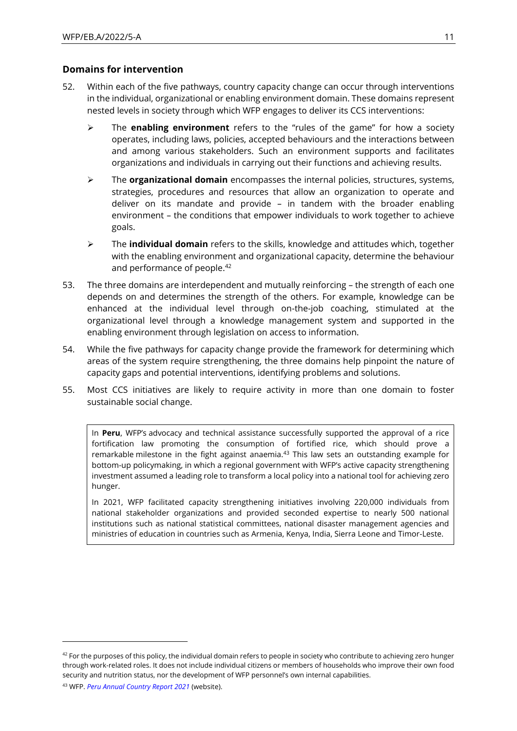## Domains for intervention

52. Within each of the five pathways, country capacity change can occur through interventions in the individual, organizational or enabling environment domain. These domains represent nested levels in society through which WFP engages to deliver its CCS interventions:

    - The **enabling environment** refers to the "rules of the game" for how a society operates, including laws, policies, accepted behaviours and the interactions between and among various stakeholders. Such an environment supports and facilitates organizations and individuals in carrying out their functions and achieving results.
    - The **organizational domain** encompasses the internal policies, structures, systems, strategies, procedures and resources that allow an organization to operate and deliver on its mandate and provide – in tandem with the broader enabling environment – the conditions that empower individuals to work together to achieve goals.
    - The **individual domain** refers to the skills, knowledge and attitudes which, together with the enabling environment and organizational capacity, determine the behaviour and performance of people.[42]

53. The three domains are interdependent and mutually reinforcing – the strength of each one depends on and determines the strength of the others. For example, knowledge can be enhanced at the individual level through on-the-job coaching, stimulated at the organizational level through a knowledge management system and supported in the enabling environment through legislation on access to information.

54. While the five pathways for capacity change provide the framework for determining which areas of the system require strengthening, the three domains help pinpoint the nature of capacity gaps and potential interventions, identifying problems and solutions.

55. Most CCS initiatives are likely to require activity in more than one domain to foster sustainable social change.

> In **Peru**, WFP's advocacy and technical assistance successfully supported the approval of a rice fortification law promoting the consumption of fortified rice, which should prove a remarkable milestone in the fight against anaemia.[43] This law sets an outstanding example for bottom-up policymaking, in which a regional government with WFP's active capacity strengthening investment assumed a leading role to transform a local policy into a national tool for achieving zero hunger.
>
> In 2021, WFP facilitated capacity strengthening initiatives involving 220,000 individuals from national stakeholder organizations and provided seconded expertise to nearly 500 national institutions such as national statistical committees, national disaster management agencies and ministries of education in countries such as Armenia, Kenya, India, Sierra Leone and Timor-Leste.

---

[42] For the purposes of this policy, the individual domain refers to people in society who contribute to achieving zero hunger through work-related roles. It does not include individual citizens or members of households who improve their own food security and nutrition status, nor the development of WFP personnel's own internal capabilities.

[43] WFP. *Peru Annual Country Report 2021* (website).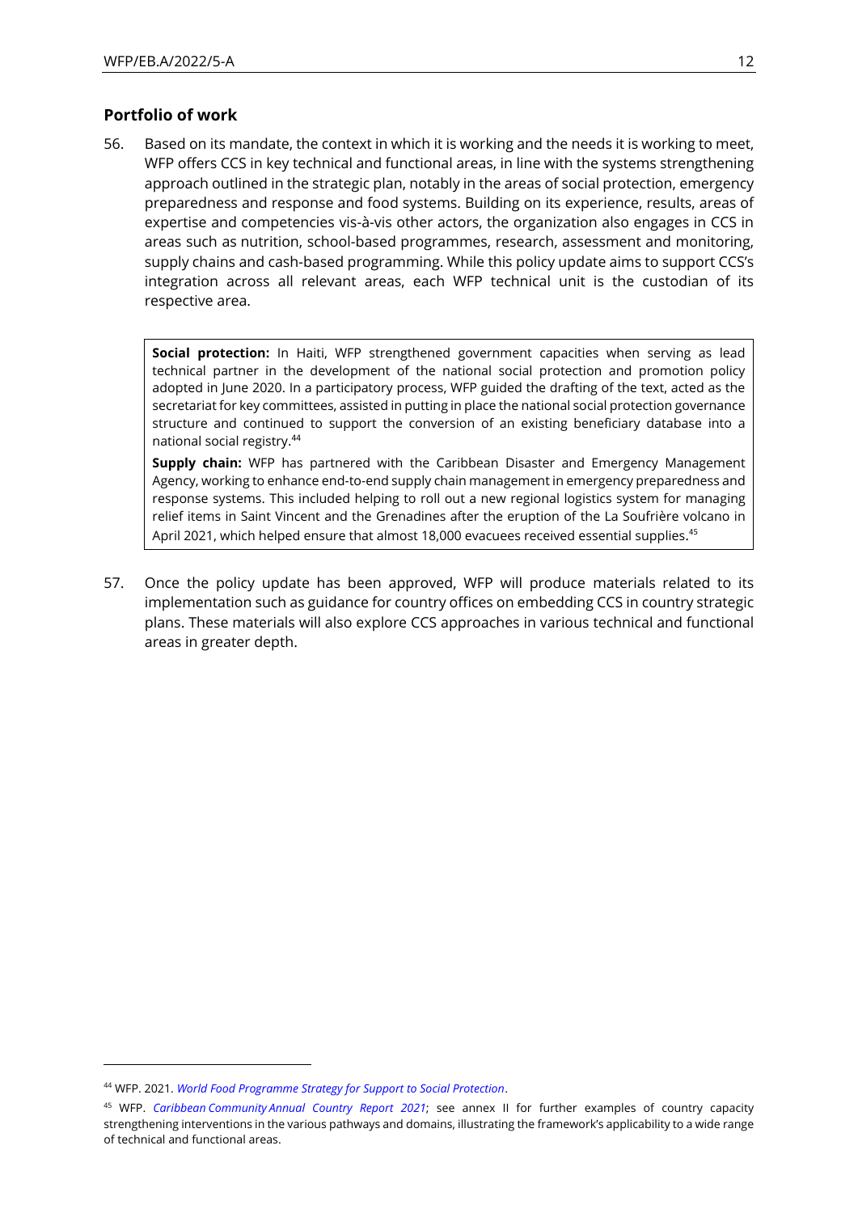## Portfolio of work

56. Based on its mandate, the context in which it is working and the needs it is working to meet, WFP offers CCS in key technical and functional areas, in line with the systems strengthening approach outlined in the strategic plan, notably in the areas of social protection, emergency preparedness and response and food systems. Building on its experience, results, areas of expertise and competencies vis-à-vis other actors, the organization also engages in CCS in areas such as nutrition, school-based programmes, research, assessment and monitoring, supply chains and cash-based programming. While this policy update aims to support CCS's integration across all relevant areas, each WFP technical unit is the custodian of its respective area.

> **Social protection:** In Haiti, WFP strengthened government capacities when serving as lead technical partner in the development of the national social protection and promotion policy adopted in June 2020. In a participatory process, WFP guided the drafting of the text, acted as the secretariat for key committees, assisted in putting in place the national social protection governance structure and continued to support the conversion of an existing beneficiary database into a national social registry.[44]
>
> **Supply chain:** WFP has partnered with the Caribbean Disaster and Emergency Management Agency, working to enhance end-to-end supply chain management in emergency preparedness and response systems. This included helping to roll out a new regional logistics system for managing relief items in Saint Vincent and the Grenadines after the eruption of the La Soufrière volcano in April 2021, which helped ensure that almost 18,000 evacuees received essential supplies.[45]

57. Once the policy update has been approved, WFP will produce materials related to its implementation such as guidance for country offices on embedding CCS in country strategic plans. These materials will also explore CCS approaches in various technical and functional areas in greater depth.

---

[44] WFP. 2021. *World Food Programme Strategy for Support to Social Protection*.

[45] WFP. *Caribbean Community Annual Country Report 2021*; see annex II for further examples of country capacity strengthening interventions in the various pathways and domains, illustrating the framework's applicability to a wide range of technical and functional areas.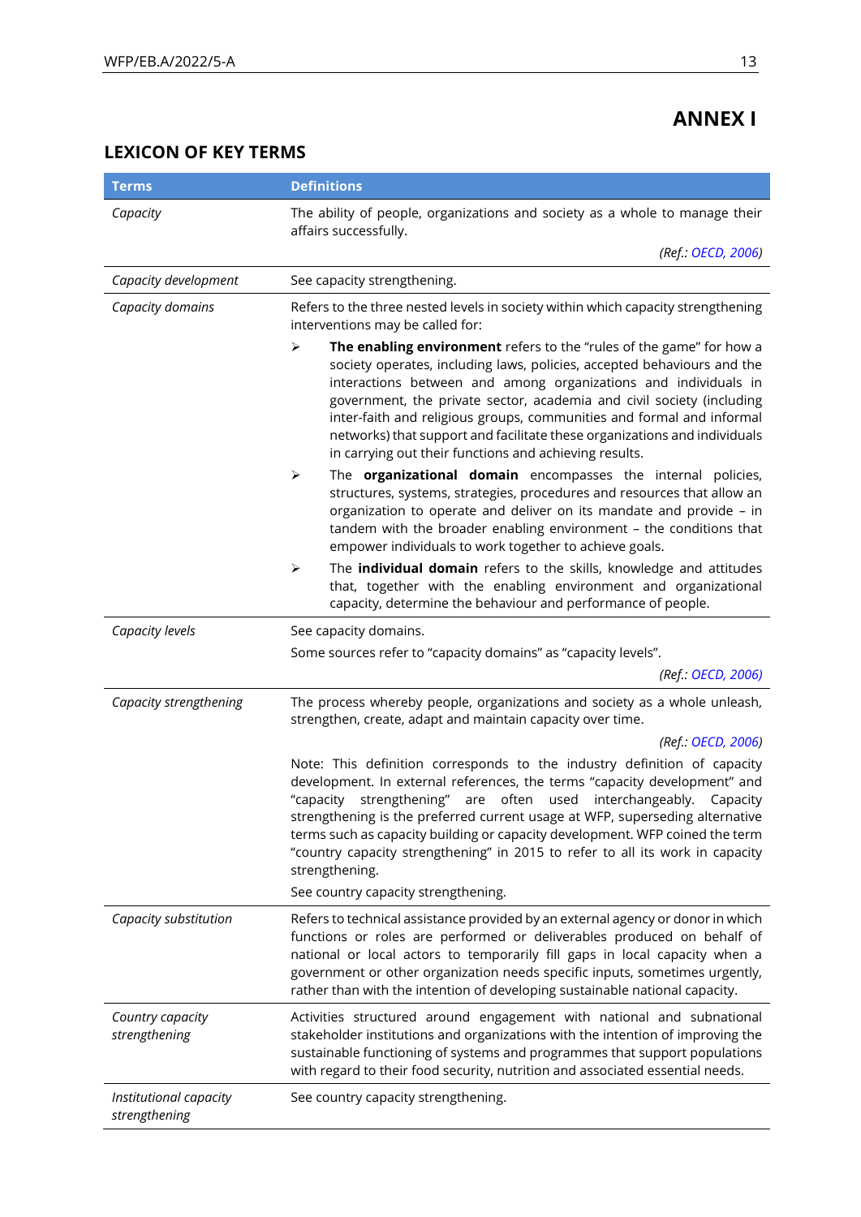# ANNEX I

## LEXICON OF KEY TERMS

| Terms | Definitions |
|---|---|
| *Capacity* | The ability of people, organizations and society as a whole to manage their affairs successfully.<br>*(Ref.: OECD, 2006)* |
| *Capacity development* | See capacity strengthening. |
| *Capacity domains* | Refers to the three nested levels in society within which capacity strengthening interventions may be called for:<br>➢ **The enabling environment** refers to the "rules of the game" for how a society operates, including laws, policies, accepted behaviours and the interactions between and among organizations and individuals in government, the private sector, academia and civil society (including inter-faith and religious groups, communities and formal and informal networks) that support and facilitate these organizations and individuals in carrying out their functions and achieving results.<br>➢ The **organizational domain** encompasses the internal policies, structures, systems, strategies, procedures and resources that allow an organization to operate and deliver on its mandate and provide – in tandem with the broader enabling environment – the conditions that empower individuals to work together to achieve goals.<br>➢ The **individual domain** refers to the skills, knowledge and attitudes that, together with the enabling environment and organizational capacity, determine the behaviour and performance of people. |
| *Capacity levels* | See capacity domains.<br>Some sources refer to "capacity domains" as "capacity levels".<br>*(Ref.: OECD, 2006)* |
| *Capacity strengthening* | The process whereby people, organizations and society as a whole unleash, strengthen, create, adapt and maintain capacity over time.<br>*(Ref.: OECD, 2006)*<br>Note: This definition corresponds to the industry definition of capacity development. In external references, the terms "capacity development" and "capacity strengthening" are often used interchangeably. Capacity strengthening is the preferred current usage at WFP, superseding alternative terms such as capacity building or capacity development. WFP coined the term "country capacity strengthening" in 2015 to refer to all its work in capacity strengthening.<br>See country capacity strengthening. |
| *Capacity substitution* | Refers to technical assistance provided by an external agency or donor in which functions or roles are performed or deliverables produced on behalf of national or local actors to temporarily fill gaps in local capacity when a government or other organization needs specific inputs, sometimes urgently, rather than with the intention of developing sustainable national capacity. |
| *Country capacity strengthening* | Activities structured around engagement with national and subnational stakeholder institutions and organizations with the intention of improving the sustainable functioning of systems and programmes that support populations with regard to their food security, nutrition and associated essential needs. |
| *Institutional capacity strengthening* | See country capacity strengthening. |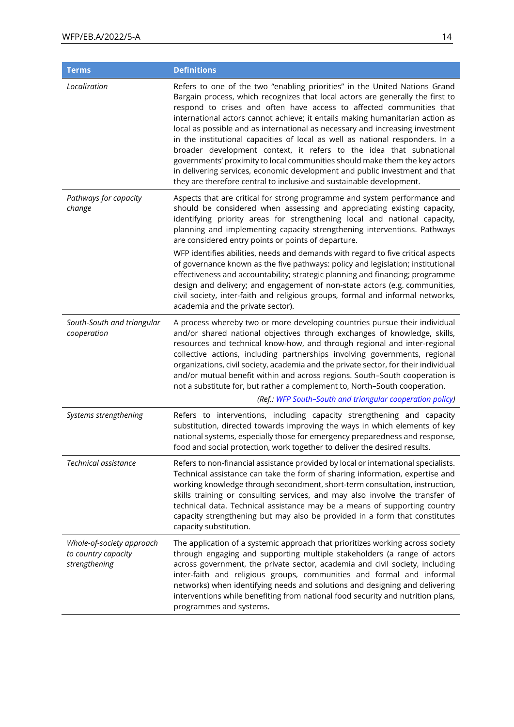| Terms | Definitions |
|---|---|
| *Localization* | Refers to one of the two "enabling priorities" in the United Nations Grand Bargain process, which recognizes that local actors are generally the first to respond to crises and often have access to affected communities that international actors cannot achieve; it entails making humanitarian action as local as possible and as international as necessary and increasing investment in the institutional capacities of local as well as national responders. In a broader development context, it refers to the idea that subnational governments' proximity to local communities should make them the key actors in delivering services, economic development and public investment and that they are therefore central to inclusive and sustainable development. |
| *Pathways for capacity change* | Aspects that are critical for strong programme and system performance and should be considered when assessing and appreciating existing capacity, identifying priority areas for strengthening local and national capacity, planning and implementing capacity strengthening interventions. Pathways are considered entry points or points of departure.<br><br>WFP identifies abilities, needs and demands with regard to five critical aspects of governance known as the five pathways: policy and legislation; institutional effectiveness and accountability; strategic planning and financing; programme design and delivery; and engagement of non-state actors (e.g. communities, civil society, inter-faith and religious groups, formal and informal networks, academia and the private sector). |
| *South-South and triangular cooperation* | A process whereby two or more developing countries pursue their individual and/or shared national objectives through exchanges of knowledge, skills, resources and technical know-how, and through regional and inter-regional collective actions, including partnerships involving governments, regional organizations, civil society, academia and the private sector, for their individual and/or mutual benefit within and across regions. South–South cooperation is not a substitute for, but rather a complement to, North–South cooperation.<br><br>*(Ref.: WFP South–South and triangular cooperation policy)* |
| *Systems strengthening* | Refers to interventions, including capacity strengthening and capacity substitution, directed towards improving the ways in which elements of key national systems, especially those for emergency preparedness and response, food and social protection, work together to deliver the desired results. |
| *Technical assistance* | Refers to non-financial assistance provided by local or international specialists. Technical assistance can take the form of sharing information, expertise and working knowledge through secondment, short-term consultation, instruction, skills training or consulting services, and may also involve the transfer of technical data. Technical assistance may be a means of supporting country capacity strengthening but may also be provided in a form that constitutes capacity substitution. |
| *Whole-of-society approach to country capacity strengthening* | The application of a systemic approach that prioritizes working across society through engaging and supporting multiple stakeholders (a range of actors across government, the private sector, academia and civil society, including inter-faith and religious groups, communities and formal and informal networks) when identifying needs and solutions and designing and delivering interventions while benefiting from national food security and nutrition plans, programmes and systems. |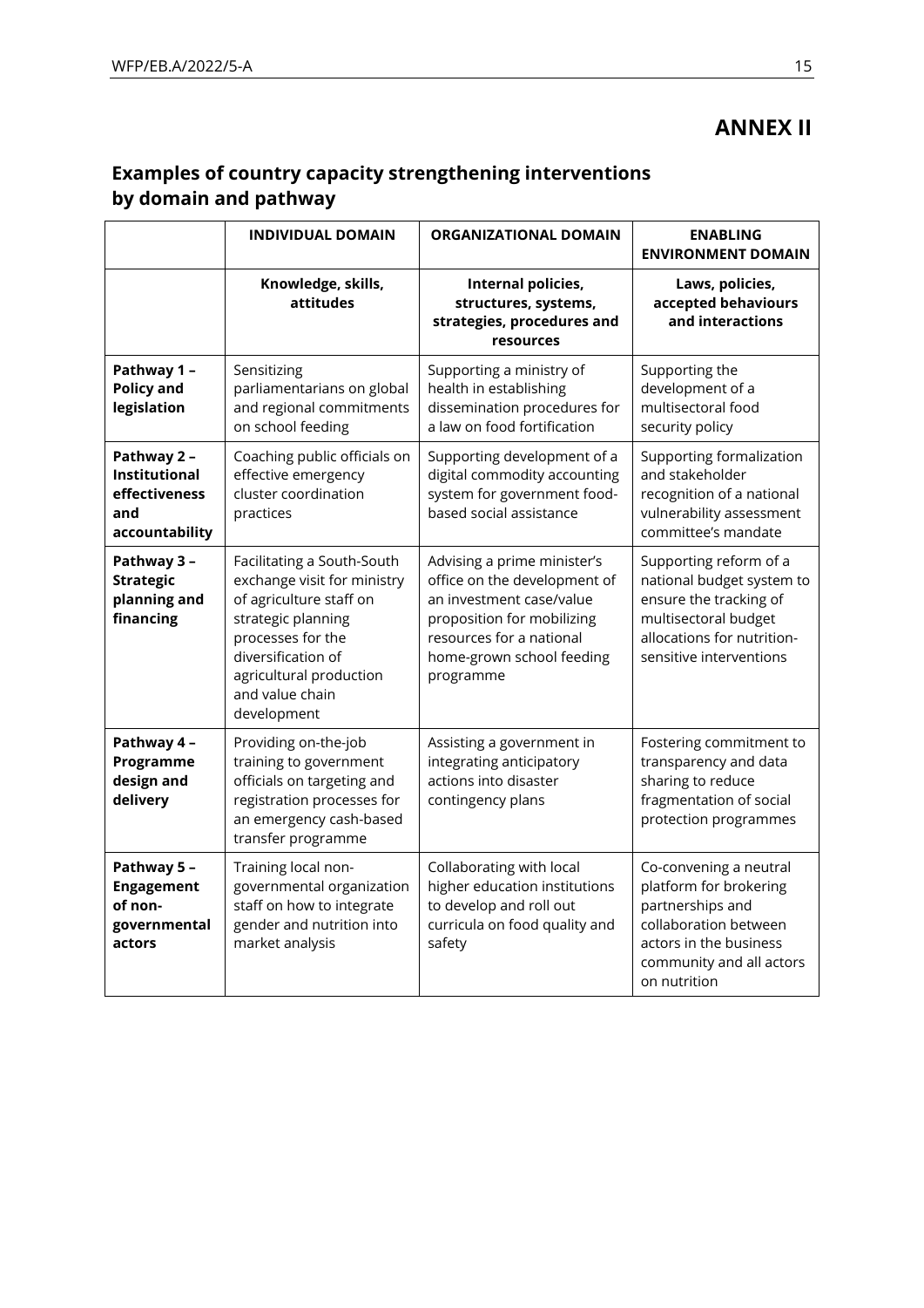# ANNEX II

## Examples of country capacity strengthening interventions by domain and pathway

| | INDIVIDUAL DOMAIN | ORGANIZATIONAL DOMAIN | ENABLING ENVIRONMENT DOMAIN |
|---|---|---|---|
| | **Knowledge, skills, attitudes** | **Internal policies, structures, systems, strategies, procedures and resources** | **Laws, policies, accepted behaviours and interactions** |
| **Pathway 1 – Policy and legislation** | Sensitizing parliamentarians on global and regional commitments on school feeding | Supporting a ministry of health in establishing dissemination procedures for a law on food fortification | Supporting the development of a multisectoral food security policy |
| **Pathway 2 – Institutional effectiveness and accountability** | Coaching public officials on effective emergency cluster coordination practices | Supporting development of a digital commodity accounting system for government food-based social assistance | Supporting formalization and stakeholder recognition of a national vulnerability assessment committee's mandate |
| **Pathway 3 – Strategic planning and financing** | Facilitating a South-South exchange visit for ministry of agriculture staff on strategic planning processes for the diversification of agricultural production and value chain development | Advising a prime minister's office on the development of an investment case/value proposition for mobilizing resources for a national home-grown school feeding programme | Supporting reform of a national budget system to ensure the tracking of multisectoral budget allocations for nutrition-sensitive interventions |
| **Pathway 4 – Programme design and delivery** | Providing on-the-job training to government officials on targeting and registration processes for an emergency cash-based transfer programme | Assisting a government in integrating anticipatory actions into disaster contingency plans | Fostering commitment to transparency and data sharing to reduce fragmentation of social protection programmes |
| **Pathway 5 – Engagement of non-governmental actors** | Training local non-governmental organization staff on how to integrate gender and nutrition into market analysis | Collaborating with local higher education institutions to develop and roll out curricula on food quality and safety | Co-convening a neutral platform for brokering partnerships and collaboration between actors in the business community and all actors on nutrition |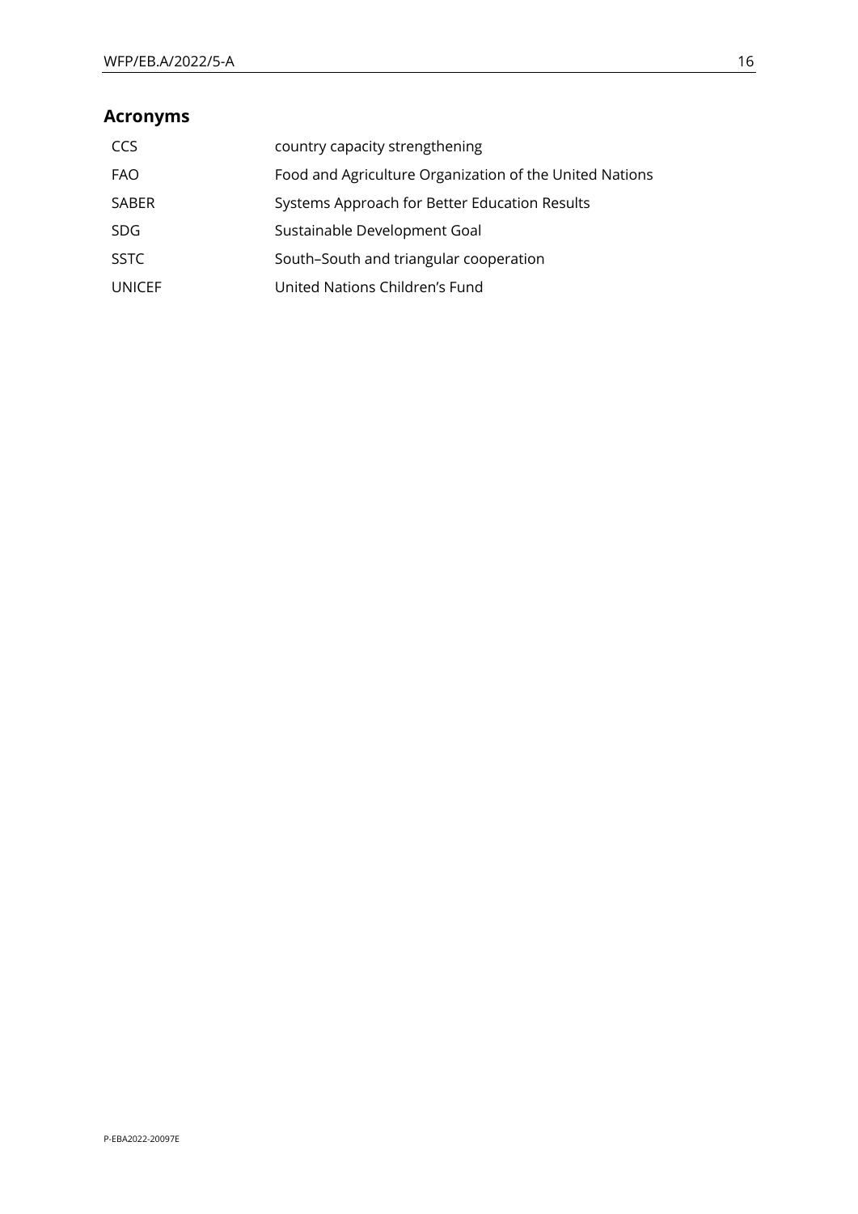## Acronyms

| | |
|---|---|
| CCS | country capacity strengthening |
| FAO | Food and Agriculture Organization of the United Nations |
| SABER | Systems Approach for Better Education Results |
| SDG | Sustainable Development Goal |
| SSTC | South–South and triangular cooperation |
| UNICEF | United Nations Children's Fund |

P-EBA2022-20097E